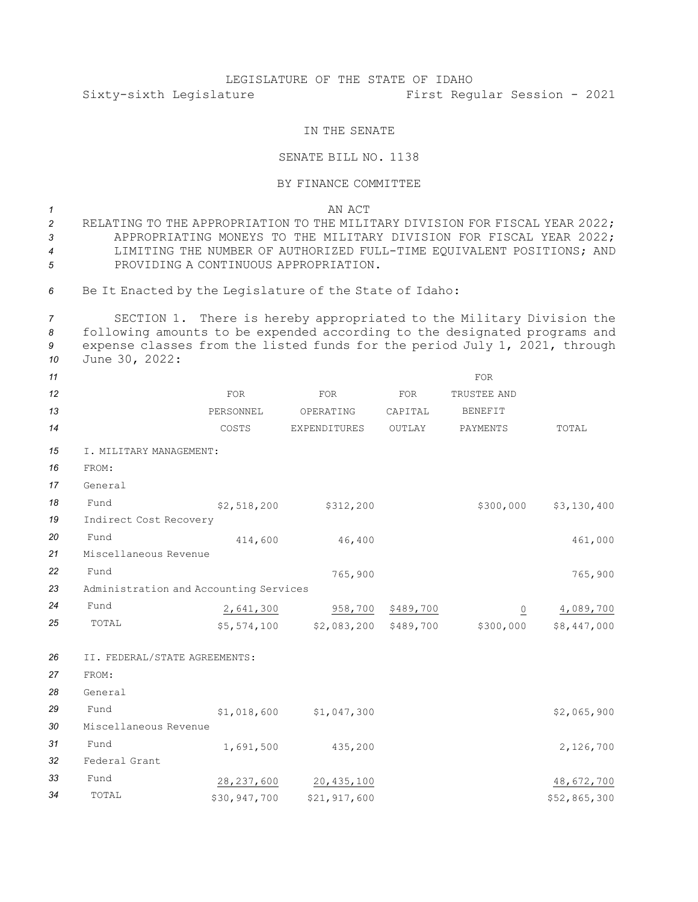LEGISLATURE OF THE STATE OF IDAHO

Sixty-sixth Legislature First Regular Session - 2021

IN THE SENATE

SENATE BILL NO. 1138

BY FINANCE COMMITTEE

AN ACT

RELATING TO THE APPROPRIATION TO THE MILITARY DIVISION FOR FISCAL YEAR 2022; APPROPRIATING MONEYS TO THE MILITARY DIVISION FOR FISCAL YEAR 2022; LIMITING THE NUMBER OF AUTHORIZED FULL-TIME EQUIVALENT POSITIONS; AND PROVIDING A CONTINUOUS APPROPRIATION.

Be It Enacted by the Legislature of the State of Idaho:

SECTION 1. There is hereby appropriated to the Military Division the following amounts to be expended according to the designated programs and expense classes from the listed funds for the period July 1, 2021, through June 30, 2022:

| | FOR PERSONNEL COSTS | FOR OPERATING EXPENDITURES | FOR CAPITAL OUTLAY | FOR TRUSTEE AND BENEFIT PAYMENTS | TOTAL |
|---|---|---|---|---|---|
| I. MILITARY MANAGEMENT: | | | | | |
| FROM: | | | | | |
| General Fund | $2,518,200 | $312,200 | | $300,000 | $3,130,400 |
| Indirect Cost Recovery Fund | 414,600 | 46,400 | | | 461,000 |
| Miscellaneous Revenue Fund | | 765,900 | | | 765,900 |
| Administration and Accounting Services Fund | 2,641,300 | 958,700 | $489,700 | 0 | 4,089,700 |
| TOTAL | $5,574,100 | $2,083,200 | $489,700 | $300,000 | $8,447,000 |
| II. FEDERAL/STATE AGREEMENTS: | | | | | |
| FROM: | | | | | |
| General Fund | $1,018,600 | $1,047,300 | | | $2,065,900 |
| Miscellaneous Revenue Fund | 1,691,500 | 435,200 | | | 2,126,700 |
| Federal Grant Fund | 28,237,600 | 20,435,100 | | | 48,672,700 |
| TOTAL | $30,947,700 | $21,917,600 | | | $52,865,300 |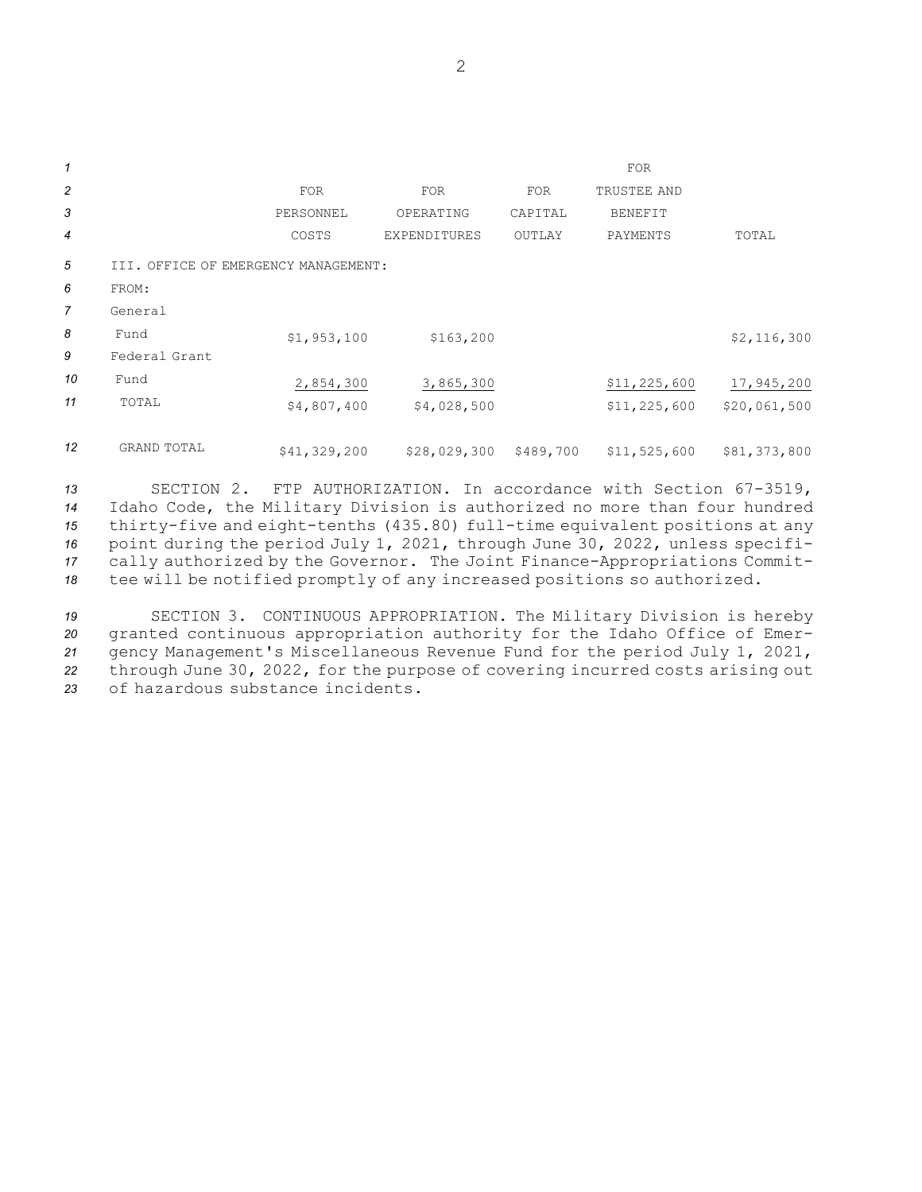| | FOR PERSONNEL COSTS | FOR OPERATING EXPENDITURES | FOR CAPITAL OUTLAY | FOR TRUSTEE AND BENEFIT PAYMENTS | TOTAL |
|---|---|---|---|---|---|
| III. OFFICE OF EMERGENCY MANAGEMENT: | | | | | |
| FROM: | | | | | |
| General Fund | $1,953,100 | $163,200 | | | $2,116,300 |
| Federal Grant Fund | 2,854,300 | 3,865,300 | | $11,225,600 | 17,945,200 |
| TOTAL | $4,807,400 | $4,028,500 | | $11,225,600 | $20,061,500 |
| GRAND TOTAL | $41,329,200 | $28,029,300 | $489,700 | $11,525,600 | $81,373,800 |

SECTION 2. FTP AUTHORIZATION. In accordance with Section 67-3519, Idaho Code, the Military Division is authorized no more than four hundred thirty-five and eight-tenths (435.80) full-time equivalent positions at any point during the period July 1, 2021, through June 30, 2022, unless specifically authorized by the Governor. The Joint Finance-Appropriations Committee will be notified promptly of any increased positions so authorized.

SECTION 3. CONTINUOUS APPROPRIATION. The Military Division is hereby granted continuous appropriation authority for the Idaho Office of Emergency Management's Miscellaneous Revenue Fund for the period July 1, 2021, through June 30, 2022, for the purpose of covering incurred costs arising out of hazardous substance incidents.